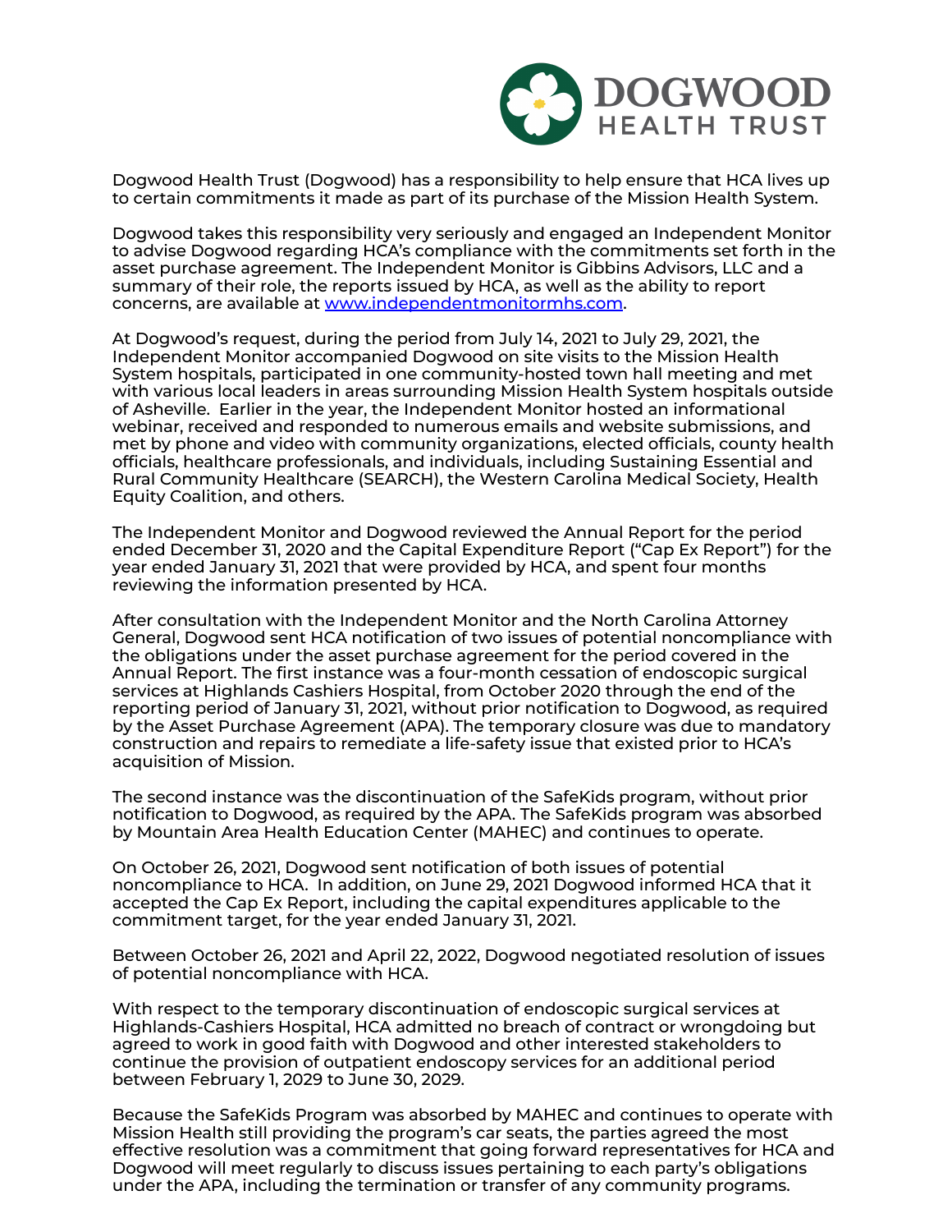# DOGWOOD HEALTH TRUST

Dogwood Health Trust (Dogwood) has a responsibility to help ensure that HCA lives up to certain commitments it made as part of its purchase of the Mission Health System.

Dogwood takes this responsibility very seriously and engaged an Independent Monitor to advise Dogwood regarding HCA's compliance with the commitments set forth in the asset purchase agreement. The Independent Monitor is Gibbins Advisors, LLC and a summary of their role, the reports issued by HCA, as well as the ability to report concerns, are available at [www.independentmonitormhs.com](http://www.independentmonitormhs.com).

At Dogwood's request, during the period from July 14, 2021 to July 29, 2021, the Independent Monitor accompanied Dogwood on site visits to the Mission Health System hospitals, participated in one community-hosted town hall meeting and met with various local leaders in areas surrounding Mission Health System hospitals outside of Asheville. Earlier in the year, the Independent Monitor hosted an informational webinar, received and responded to numerous emails and website submissions, and met by phone and video with community organizations, elected officials, county health officials, healthcare professionals, and individuals, including Sustaining Essential and Rural Community Healthcare (SEARCH), the Western Carolina Medical Society, Health Equity Coalition, and others.

The Independent Monitor and Dogwood reviewed the Annual Report for the period ended December 31, 2020 and the Capital Expenditure Report ("Cap Ex Report") for the year ended January 31, 2021 that were provided by HCA, and spent four months reviewing the information presented by HCA.

After consultation with the Independent Monitor and the North Carolina Attorney General, Dogwood sent HCA notification of two issues of potential noncompliance with the obligations under the asset purchase agreement for the period covered in the Annual Report. The first instance was a four-month cessation of endoscopic surgical services at Highlands Cashiers Hospital, from October 2020 through the end of the reporting period of January 31, 2021, without prior notification to Dogwood, as required by the Asset Purchase Agreement (APA). The temporary closure was due to mandatory construction and repairs to remediate a life-safety issue that existed prior to HCA's acquisition of Mission.

The second instance was the discontinuation of the SafeKids program, without prior notification to Dogwood, as required by the APA. The SafeKids program was absorbed by Mountain Area Health Education Center (MAHEC) and continues to operate.

On October 26, 2021, Dogwood sent notification of both issues of potential noncompliance to HCA. In addition, on June 29, 2021 Dogwood informed HCA that it accepted the Cap Ex Report, including the capital expenditures applicable to the commitment target, for the year ended January 31, 2021.

Between October 26, 2021 and April 22, 2022, Dogwood negotiated resolution of issues of potential noncompliance with HCA.

With respect to the temporary discontinuation of endoscopic surgical services at Highlands-Cashiers Hospital, HCA admitted no breach of contract or wrongdoing but agreed to work in good faith with Dogwood and other interested stakeholders to continue the provision of outpatient endoscopy services for an additional period between February 1, 2029 to June 30, 2029.

Because the SafeKids Program was absorbed by MAHEC and continues to operate with Mission Health still providing the program's car seats, the parties agreed the most effective resolution was a commitment that going forward representatives for HCA and Dogwood will meet regularly to discuss issues pertaining to each party's obligations under the APA, including the termination or transfer of any community programs.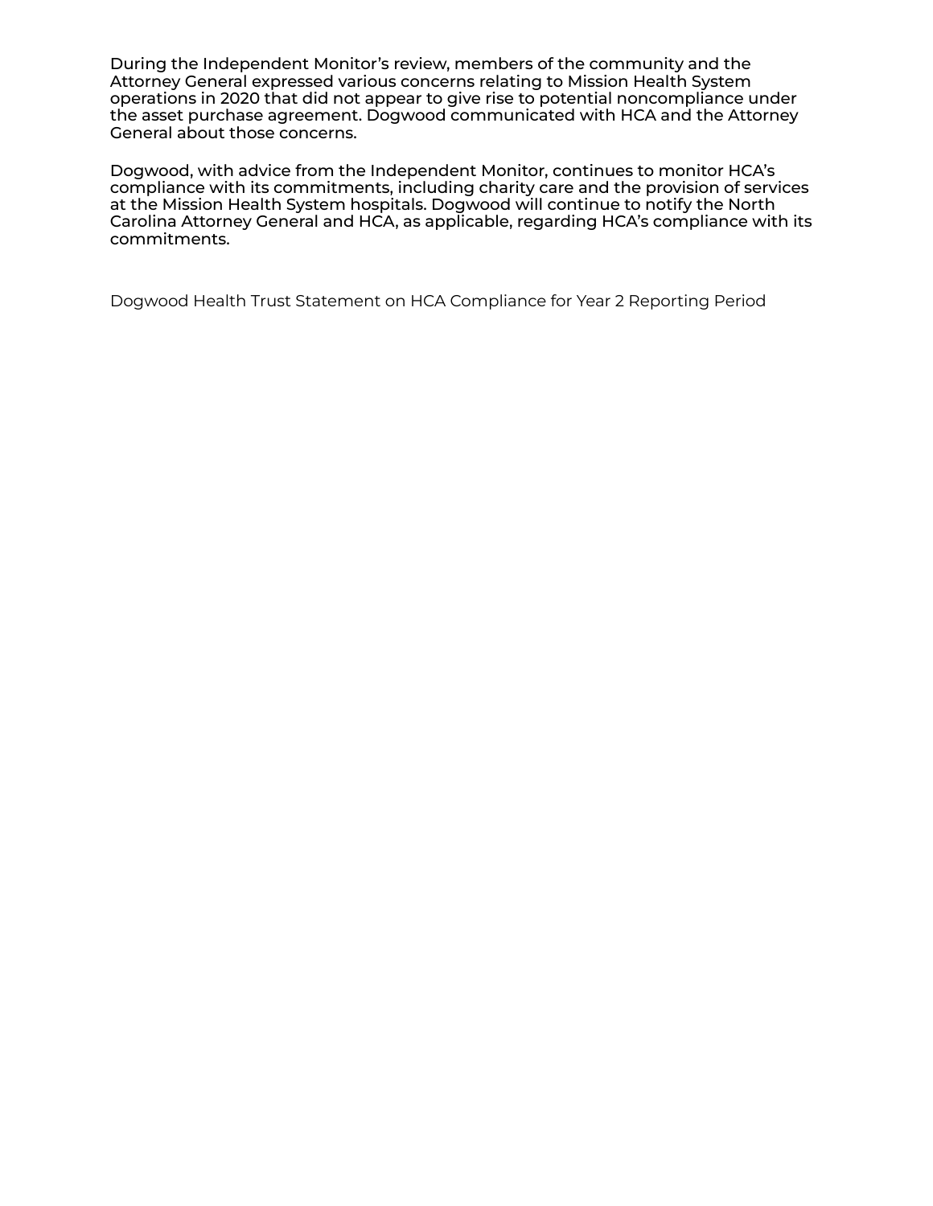During the Independent Monitor's review, members of the community and the Attorney General expressed various concerns relating to Mission Health System operations in 2020 that did not appear to give rise to potential noncompliance under the asset purchase agreement. Dogwood communicated with HCA and the Attorney General about those concerns.

Dogwood, with advice from the Independent Monitor, continues to monitor HCA's compliance with its commitments, including charity care and the provision of services at the Mission Health System hospitals. Dogwood will continue to notify the North Carolina Attorney General and HCA, as applicable, regarding HCA's compliance with its commitments.